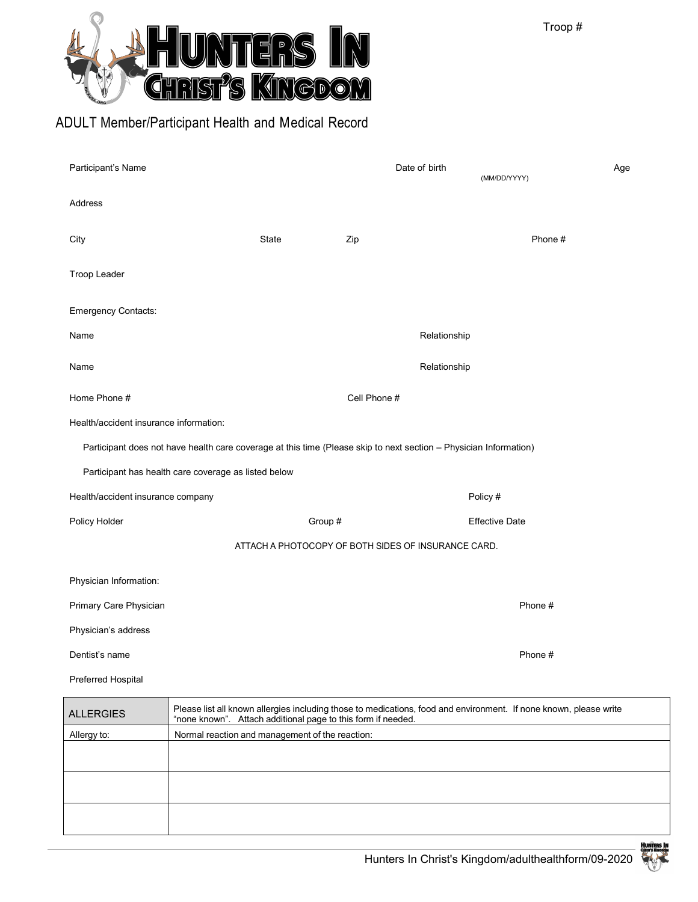Troop #

# HUNTERS IN CHRIST'S KINGDOM

## ADULT Member/Participant Health and Medical Record

Participant's Name  Date of birth (MM/DD/YYYY)  Age

Address

City  State  Zip  Phone #

Troop Leader

Emergency Contacts:

Name  Relationship

Name  Relationship

Home Phone #  Cell Phone #

Health/accident insurance information:

Participant does not have health care coverage at this time (Please skip to next section – Physician Information)

Participant has health care coverage as listed below

Health/accident insurance company  Policy #

Policy Holder  Group #  Effective Date

ATTACH A PHOTOCOPY OF BOTH SIDES OF INSURANCE CARD.

Physician Information:

Primary Care Physician  Phone #

Physician's address

Dentist's name  Phone #

Preferred Hospital

| ALLERGIES | Please list all known allergies including those to medications, food and environment. If none known, please write "none known". Attach additional page to this form if needed. |
|---|---|
| Allergy to: | Normal reaction and management of the reaction: |
| | |
| | |
| | |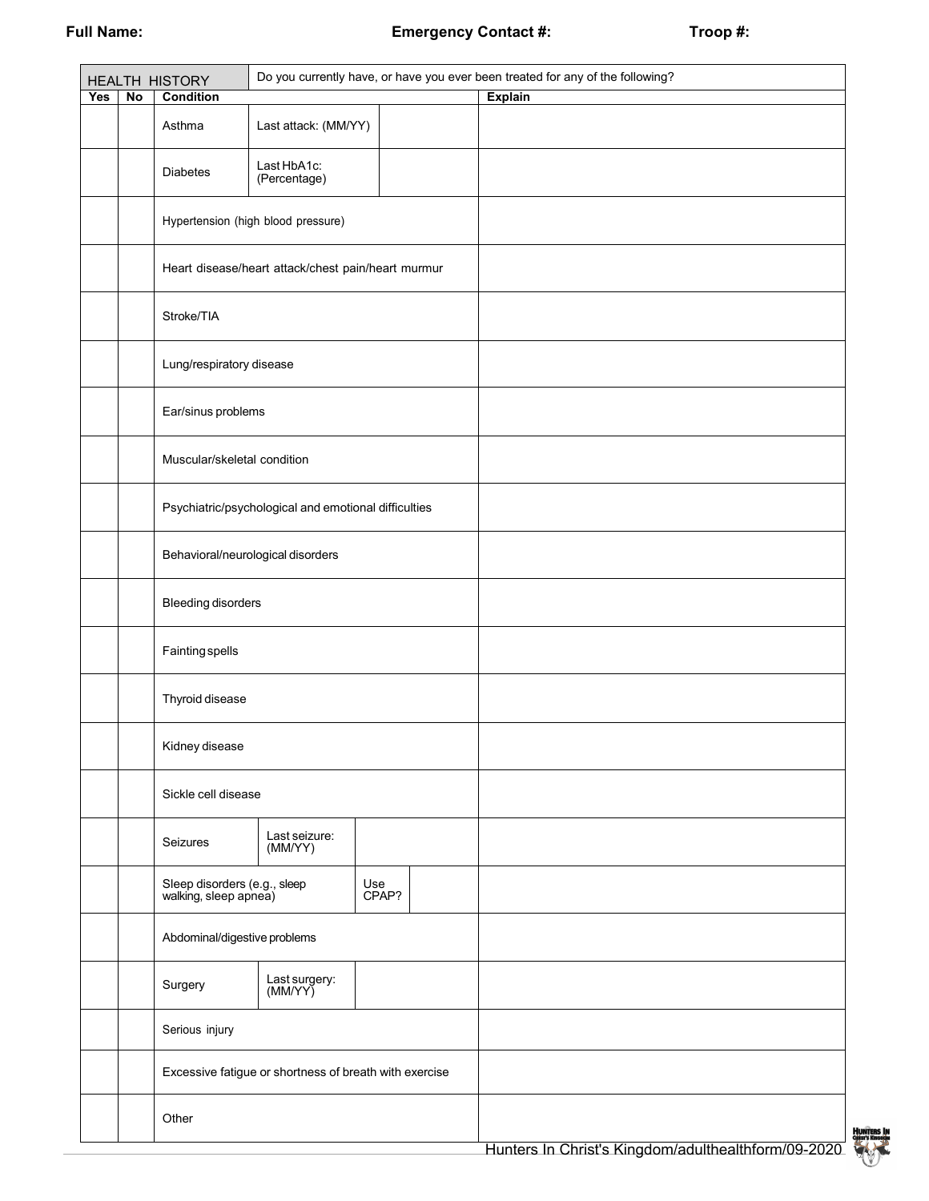**Full Name:** **Emergency Contact #:** **Troop #:**

| HEALTH HISTORY | | Do you currently have, or have you ever been treated for any of the following? | | |
|---|---|---|---|---|
| **Yes** | **No** | **Condition** | | **Explain** |
| | | Asthma | Last attack: (MM/YY) | |
| | | Diabetes | Last HbA1c: (Percentage) | |
| | | Hypertension (high blood pressure) | | |
| | | Heart disease/heart attack/chest pain/heart murmur | | |
| | | Stroke/TIA | | |
| | | Lung/respiratory disease | | |
| | | Ear/sinus problems | | |
| | | Muscular/skeletal condition | | |
| | | Psychiatric/psychological and emotional difficulties | | |
| | | Behavioral/neurological disorders | | |
| | | Bleeding disorders | | |
| | | Fainting spells | | |
| | | Thyroid disease | | |
| | | Kidney disease | | |
| | | Sickle cell disease | | |
| | | Seizures | Last seizure: (MM/YY) | |
| | | Sleep disorders (e.g., sleep walking, sleep apnea) | Use CPAP? | |
| | | Abdominal/digestive problems | | |
| | | Surgery | Last surgery: (MM/YY) | |
| | | Serious injury | | |
| | | Excessive fatigue or shortness of breath with exercise | | |
| | | Other | | |

Hunters In Christ's Kingdom/adulthealthform/09-2020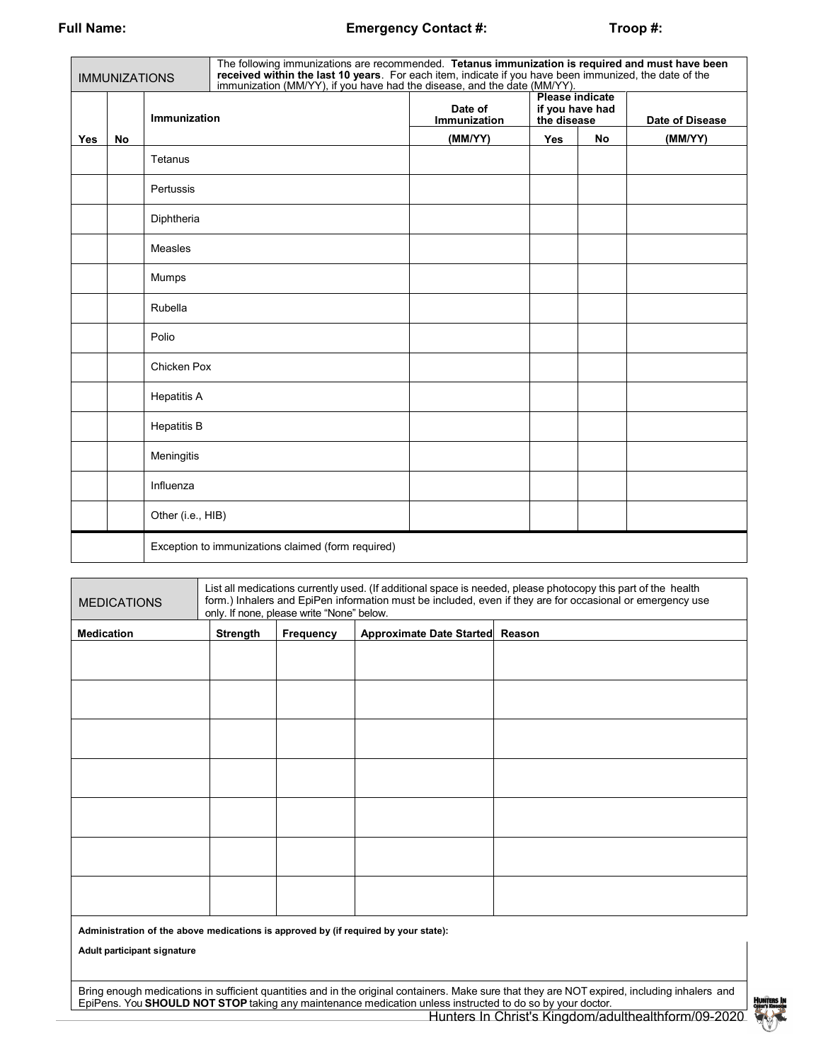**Full Name:** **Emergency Contact #:** **Troop #:**

| IMMUNIZATIONS | | The following immunizations are recommended. **Tetanus immunization is required and must have been received within the last 10 years**. For each item, indicate if you have been immunized, the date of the immunization (MM/YY), if you have had the disease, and the date (MM/YY). | | | | |
|---|---|---|---|---|---|---|
| | | **Immunization** | **Date of Immunization** | **Please indicate if you have had the disease** | | **Date of Disease** |
| **Yes** | **No** | | **(MM/YY)** | **Yes** | **No** | **(MM/YY)** |
| | | Tetanus | | | | |
| | | Pertussis | | | | |
| | | Diphtheria | | | | |
| | | Measles | | | | |
| | | Mumps | | | | |
| | | Rubella | | | | |
| | | Polio | | | | |
| | | Chicken Pox | | | | |
| | | Hepatitis A | | | | |
| | | Hepatitis B | | | | |
| | | Meningitis | | | | |
| | | Influenza | | | | |
| | | Other (i.e., HIB) | | | | |
| | | Exception to immunizations claimed (form required) | | | | |

| MEDICATIONS | List all medications currently used. (If additional space is needed, please photocopy this part of the health form.) Inhalers and EpiPen information must be included, even if they are for occasional or emergency use only. If none, please write "None" below. | | | |
|---|---|---|---|---|
| **Medication** | **Strength** | **Frequency** | **Approximate Date Started** | **Reason** |
| | | | | |
| | | | | |
| | | | | |
| | | | | |
| | | | | |
| | | | | |
| | | | | |

**Administration of the above medications is approved by (if required by your state):**

**Adult participant signature**

Bring enough medications in sufficient quantities and in the original containers. Make sure that they are NOT expired, including inhalers and EpiPens. You **SHOULD NOT STOP** taking any maintenance medication unless instructed to do so by your doctor.

Hunters In Christ's Kingdom/adulthealthform/09-2020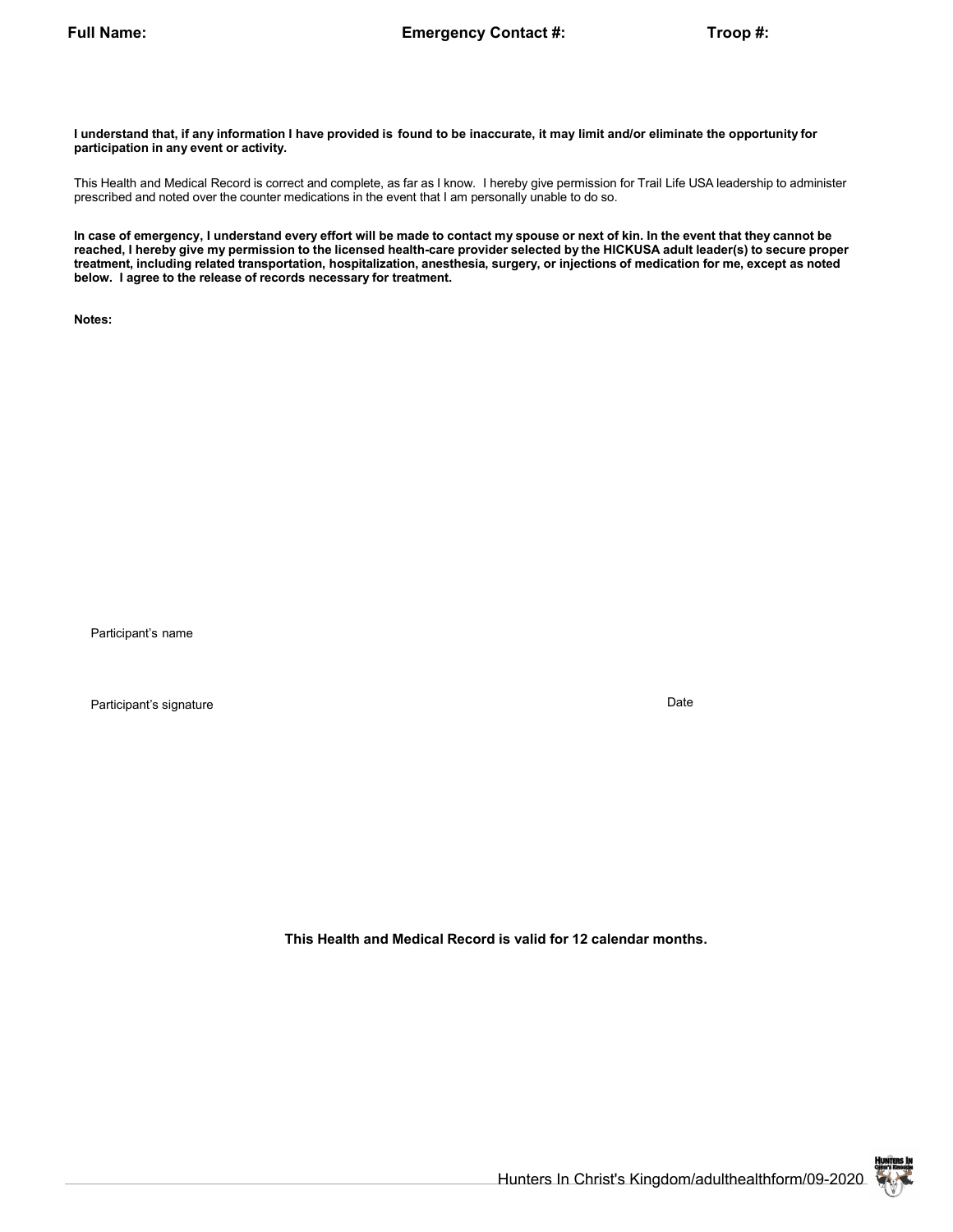**Full Name:** **Emergency Contact #:** **Troop #:**

**I understand that, if any information I have provided is found to be inaccurate, it may limit and/or eliminate the opportunity for participation in any event or activity.**

This Health and Medical Record is correct and complete, as far as I know. I hereby give permission for Trail Life USA leadership to administer prescribed and noted over the counter medications in the event that I am personally unable to do so.

**In case of emergency, I understand every effort will be made to contact my spouse or next of kin. In the event that they cannot be reached, I hereby give my permission to the licensed health-care provider selected by the HICKUSA adult leader(s) to secure proper treatment, including related transportation, hospitalization, anesthesia, surgery, or injections of medication for me, except as noted below. I agree to the release of records necessary for treatment.**

**Notes:**

Participant's name

Participant's signature

Date

**This Health and Medical Record is valid for 12 calendar months.**

Hunters In Christ's Kingdom/adulthealthform/09-2020